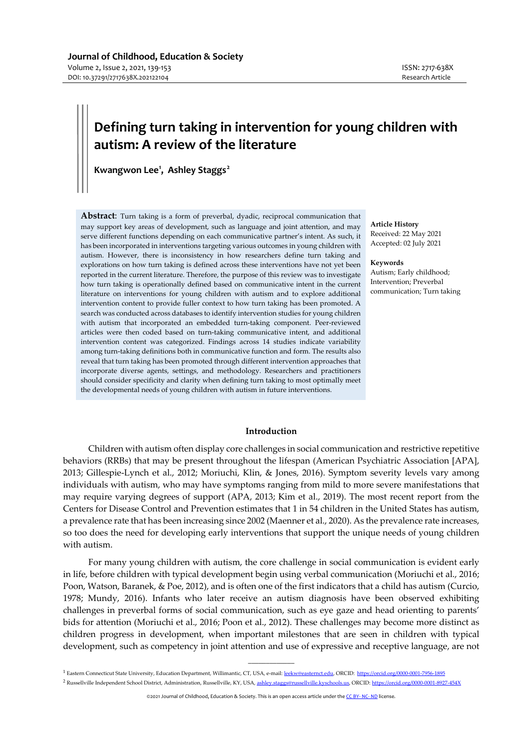# Defining turn taking in intervention for young children with autism: A review of the literature

**Kwangwon Lee[1], Ashley Staggs[2]**

**Abstract**: Turn taking is a form of preverbal, dyadic, reciprocal communication that may support key areas of development, such as language and joint attention, and may serve different functions depending on each communicative partner's intent. As such, it has been incorporated in interventions targeting various outcomes in young children with autism. However, there is inconsistency in how researchers define turn taking and explorations on how turn taking is defined across these interventions have not yet been reported in the current literature. Therefore, the purpose of this review was to investigate how turn taking is operationally defined based on communicative intent in the current literature on interventions for young children with autism and to explore additional intervention content to provide fuller context to how turn taking has been promoted. A search was conducted across databases to identify intervention studies for young children with autism that incorporated an embedded turn-taking component. Peer-reviewed articles were then coded based on turn-taking communicative intent, and additional intervention content was categorized. Findings across 14 studies indicate variability among turn-taking definitions both in communicative function and form. The results also reveal that turn taking has been promoted through different intervention approaches that incorporate diverse agents, settings, and methodology. Researchers and practitioners should consider specificity and clarity when defining turn taking to most optimally meet the developmental needs of young children with autism in future interventions.

**Article History**
Received: 22 May 2021
Accepted: 02 July 2021

**Keywords**
Autism; Early childhood; Intervention; Preverbal communication; Turn taking

## Introduction

Children with autism often display core challenges in social communication and restrictive repetitive behaviors (RRBs) that may be present throughout the lifespan (American Psychiatric Association [APA], 2013; Gillespie-Lynch et al., 2012; Moriuchi, Klin, & Jones, 2016). Symptom severity levels vary among individuals with autism, who may have symptoms ranging from mild to more severe manifestations that may require varying degrees of support (APA, 2013; Kim et al., 2019). The most recent report from the Centers for Disease Control and Prevention estimates that 1 in 54 children in the United States has autism, a prevalence rate that has been increasing since 2002 (Maenner et al., 2020). As the prevalence rate increases, so too does the need for developing early interventions that support the unique needs of young children with autism.

For many young children with autism, the core challenge in social communication is evident early in life, before children with typical development begin using verbal communication (Moriuchi et al., 2016; Poon, Watson, Baranek, & Poe, 2012), and is often one of the first indicators that a child has autism (Curcio, 1978; Mundy, 2016). Infants who later receive an autism diagnosis have been observed exhibiting challenges in preverbal forms of social communication, such as eye gaze and head orienting to parents' bids for attention (Moriuchi et al., 2016; Poon et al., 2012). These challenges may become more distinct as children progress in development, when important milestones that are seen in children with typical development, such as competency in joint attention and use of expressive and receptive language, are not

---

[1] Eastern Connecticut State University, Education Department, Willimantic, CT, USA, e-mail: leekw@easternct.edu, ORCID: https://orcid.org/0000-0001-7956-1895

[2] Russellville Independent School District, Administration, Russellville, KY, USA, ashley.staggs@russellville.kyschools.us, ORCID: https://orcid.org/0000-0001-8927-454X

©2021 Journal of Childhood, Education & Society. This is an open access article under the CC BY- NC- ND license.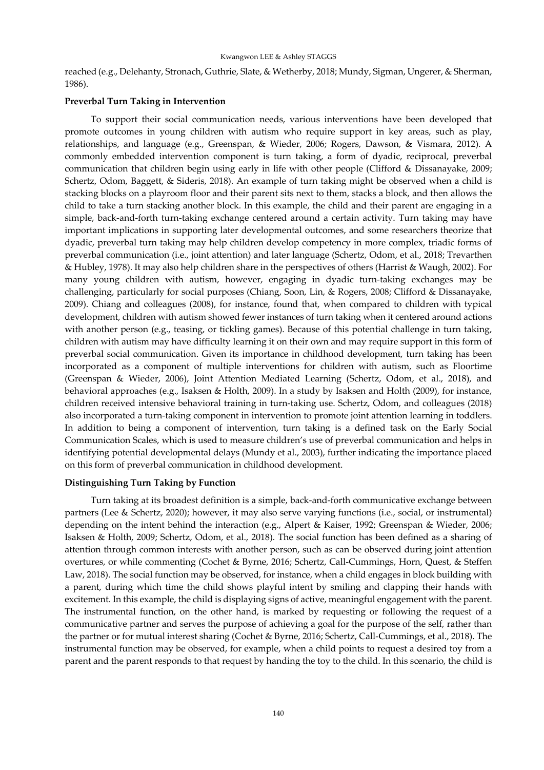reached (e.g., Delehanty, Stronach, Guthrie, Slate, & Wetherby, 2018; Mundy, Sigman, Ungerer, & Sherman, 1986).

**Preverbal Turn Taking in Intervention**

To support their social communication needs, various interventions have been developed that promote outcomes in young children with autism who require support in key areas, such as play, relationships, and language (e.g., Greenspan, & Wieder, 2006; Rogers, Dawson, & Vismara, 2012). A commonly embedded intervention component is turn taking, a form of dyadic, reciprocal, preverbal communication that children begin using early in life with other people (Clifford & Dissanayake, 2009; Schertz, Odom, Baggett, & Sideris, 2018). An example of turn taking might be observed when a child is stacking blocks on a playroom floor and their parent sits next to them, stacks a block, and then allows the child to take a turn stacking another block. In this example, the child and their parent are engaging in a simple, back-and-forth turn-taking exchange centered around a certain activity. Turn taking may have important implications in supporting later developmental outcomes, and some researchers theorize that dyadic, preverbal turn taking may help children develop competency in more complex, triadic forms of preverbal communication (i.e., joint attention) and later language (Schertz, Odom, et al., 2018; Trevarthen & Hubley, 1978). It may also help children share in the perspectives of others (Harrist & Waugh, 2002). For many young children with autism, however, engaging in dyadic turn-taking exchanges may be challenging, particularly for social purposes (Chiang, Soon, Lin, & Rogers, 2008; Clifford & Dissanayake, 2009). Chiang and colleagues (2008), for instance, found that, when compared to children with typical development, children with autism showed fewer instances of turn taking when it centered around actions with another person (e.g., teasing, or tickling games). Because of this potential challenge in turn taking, children with autism may have difficulty learning it on their own and may require support in this form of preverbal social communication. Given its importance in childhood development, turn taking has been incorporated as a component of multiple interventions for children with autism, such as Floortime (Greenspan & Wieder, 2006), Joint Attention Mediated Learning (Schertz, Odom, et al., 2018), and behavioral approaches (e.g., Isaksen & Holth, 2009). In a study by Isaksen and Holth (2009), for instance, children received intensive behavioral training in turn-taking use. Schertz, Odom, and colleagues (2018) also incorporated a turn-taking component in intervention to promote joint attention learning in toddlers. In addition to being a component of intervention, turn taking is a defined task on the Early Social Communication Scales, which is used to measure children's use of preverbal communication and helps in identifying potential developmental delays (Mundy et al., 2003), further indicating the importance placed on this form of preverbal communication in childhood development.

**Distinguishing Turn Taking by Function**

Turn taking at its broadest definition is a simple, back-and-forth communicative exchange between partners (Lee & Schertz, 2020); however, it may also serve varying functions (i.e., social, or instrumental) depending on the intent behind the interaction (e.g., Alpert & Kaiser, 1992; Greenspan & Wieder, 2006; Isaksen & Holth, 2009; Schertz, Odom, et al., 2018). The social function has been defined as a sharing of attention through common interests with another person, such as can be observed during joint attention overtures, or while commenting (Cochet & Byrne, 2016; Schertz, Call-Cummings, Horn, Quest, & Steffen Law, 2018). The social function may be observed, for instance, when a child engages in block building with a parent, during which time the child shows playful intent by smiling and clapping their hands with excitement. In this example, the child is displaying signs of active, meaningful engagement with the parent. The instrumental function, on the other hand, is marked by requesting or following the request of a communicative partner and serves the purpose of achieving a goal for the purpose of the self, rather than the partner or for mutual interest sharing (Cochet & Byrne, 2016; Schertz, Call-Cummings, et al., 2018). The instrumental function may be observed, for example, when a child points to request a desired toy from a parent and the parent responds to that request by handing the toy to the child. In this scenario, the child is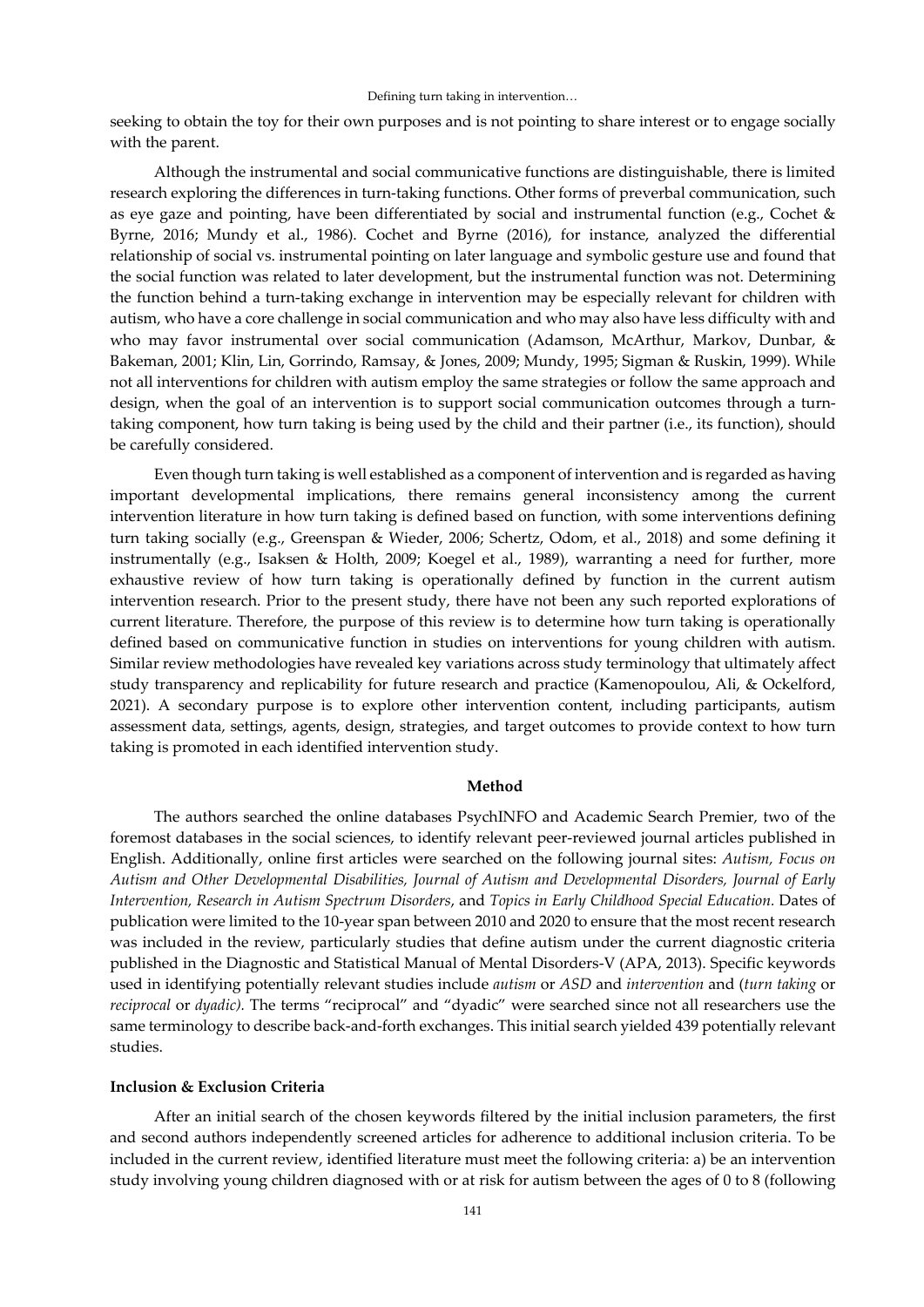seeking to obtain the toy for their own purposes and is not pointing to share interest or to engage socially with the parent.

Although the instrumental and social communicative functions are distinguishable, there is limited research exploring the differences in turn-taking functions. Other forms of preverbal communication, such as eye gaze and pointing, have been differentiated by social and instrumental function (e.g., Cochet & Byrne, 2016; Mundy et al., 1986). Cochet and Byrne (2016), for instance, analyzed the differential relationship of social vs. instrumental pointing on later language and symbolic gesture use and found that the social function was related to later development, but the instrumental function was not. Determining the function behind a turn-taking exchange in intervention may be especially relevant for children with autism, who have a core challenge in social communication and who may also have less difficulty with and who may favor instrumental over social communication (Adamson, McArthur, Markov, Dunbar, & Bakeman, 2001; Klin, Lin, Gorrindo, Ramsay, & Jones, 2009; Mundy, 1995; Sigman & Ruskin, 1999). While not all interventions for children with autism employ the same strategies or follow the same approach and design, when the goal of an intervention is to support social communication outcomes through a turn-taking component, how turn taking is being used by the child and their partner (i.e., its function), should be carefully considered.

Even though turn taking is well established as a component of intervention and is regarded as having important developmental implications, there remains general inconsistency among the current intervention literature in how turn taking is defined based on function, with some interventions defining turn taking socially (e.g., Greenspan & Wieder, 2006; Schertz, Odom, et al., 2018) and some defining it instrumentally (e.g., Isaksen & Holth, 2009; Koegel et al., 1989), warranting a need for further, more exhaustive review of how turn taking is operationally defined by function in the current autism intervention research. Prior to the present study, there have not been any such reported explorations of current literature. Therefore, the purpose of this review is to determine how turn taking is operationally defined based on communicative function in studies on interventions for young children with autism. Similar review methodologies have revealed key variations across study terminology that ultimately affect study transparency and replicability for future research and practice (Kamenopoulou, Ali, & Ockelford, 2021). A secondary purpose is to explore other intervention content, including participants, autism assessment data, settings, agents, design, strategies, and target outcomes to provide context to how turn taking is promoted in each identified intervention study.

## Method

The authors searched the online databases PsychINFO and Academic Search Premier, two of the foremost databases in the social sciences, to identify relevant peer-reviewed journal articles published in English. Additionally, online first articles were searched on the following journal sites: *Autism, Focus on Autism and Other Developmental Disabilities, Journal of Autism and Developmental Disorders, Journal of Early Intervention, Research in Autism Spectrum Disorders*, and *Topics in Early Childhood Special Education.* Dates of publication were limited to the 10-year span between 2010 and 2020 to ensure that the most recent research was included in the review, particularly studies that define autism under the current diagnostic criteria published in the Diagnostic and Statistical Manual of Mental Disorders-V (APA, 2013). Specific keywords used in identifying potentially relevant studies include *autism* or *ASD* and *intervention* and (*turn taking* or *reciprocal* or *dyadic).* The terms "reciprocal" and "dyadic" were searched since not all researchers use the same terminology to describe back-and-forth exchanges. This initial search yielded 439 potentially relevant studies.

### Inclusion & Exclusion Criteria

After an initial search of the chosen keywords filtered by the initial inclusion parameters, the first and second authors independently screened articles for adherence to additional inclusion criteria. To be included in the current review, identified literature must meet the following criteria: a) be an intervention study involving young children diagnosed with or at risk for autism between the ages of 0 to 8 (following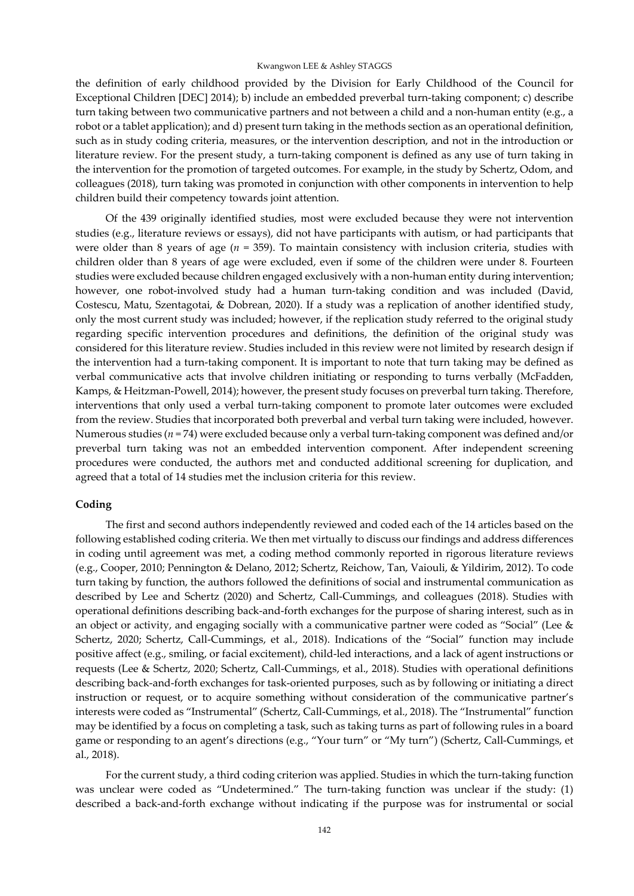the definition of early childhood provided by the Division for Early Childhood of the Council for Exceptional Children [DEC] 2014); b) include an embedded preverbal turn-taking component; c) describe turn taking between two communicative partners and not between a child and a non-human entity (e.g., a robot or a tablet application); and d) present turn taking in the methods section as an operational definition, such as in study coding criteria, measures, or the intervention description, and not in the introduction or literature review. For the present study, a turn-taking component is defined as any use of turn taking in the intervention for the promotion of targeted outcomes. For example, in the study by Schertz, Odom, and colleagues (2018), turn taking was promoted in conjunction with other components in intervention to help children build their competency towards joint attention.

Of the 439 originally identified studies, most were excluded because they were not intervention studies (e.g., literature reviews or essays), did not have participants with autism, or had participants that were older than 8 years of age (*n* = 359). To maintain consistency with inclusion criteria, studies with children older than 8 years of age were excluded, even if some of the children were under 8. Fourteen studies were excluded because children engaged exclusively with a non-human entity during intervention; however, one robot-involved study had a human turn-taking condition and was included (David, Costescu, Matu, Szentagotai, & Dobrean, 2020). If a study was a replication of another identified study, only the most current study was included; however, if the replication study referred to the original study regarding specific intervention procedures and definitions, the definition of the original study was considered for this literature review. Studies included in this review were not limited by research design if the intervention had a turn-taking component. It is important to note that turn taking may be defined as verbal communicative acts that involve children initiating or responding to turns verbally (McFadden, Kamps, & Heitzman-Powell, 2014); however, the present study focuses on preverbal turn taking. Therefore, interventions that only used a verbal turn-taking component to promote later outcomes were excluded from the review. Studies that incorporated both preverbal and verbal turn taking were included, however. Numerous studies (*n* = 74) were excluded because only a verbal turn-taking component was defined and/or preverbal turn taking was not an embedded intervention component. After independent screening procedures were conducted, the authors met and conducted additional screening for duplication, and agreed that a total of 14 studies met the inclusion criteria for this review.

**Coding**

The first and second authors independently reviewed and coded each of the 14 articles based on the following established coding criteria. We then met virtually to discuss our findings and address differences in coding until agreement was met, a coding method commonly reported in rigorous literature reviews (e.g., Cooper, 2010; Pennington & Delano, 2012; Schertz, Reichow, Tan, Vaiouli, & Yildirim, 2012). To code turn taking by function, the authors followed the definitions of social and instrumental communication as described by Lee and Schertz (2020) and Schertz, Call-Cummings, and colleagues (2018). Studies with operational definitions describing back-and-forth exchanges for the purpose of sharing interest, such as in an object or activity, and engaging socially with a communicative partner were coded as "Social" (Lee & Schertz, 2020; Schertz, Call-Cummings, et al., 2018). Indications of the "Social" function may include positive affect (e.g., smiling, or facial excitement), child-led interactions, and a lack of agent instructions or requests (Lee & Schertz, 2020; Schertz, Call-Cummings, et al., 2018). Studies with operational definitions describing back-and-forth exchanges for task-oriented purposes, such as by following or initiating a direct instruction or request, or to acquire something without consideration of the communicative partner's interests were coded as "Instrumental" (Schertz, Call-Cummings, et al., 2018). The "Instrumental" function may be identified by a focus on completing a task, such as taking turns as part of following rules in a board game or responding to an agent's directions (e.g., "Your turn" or "My turn") (Schertz, Call-Cummings, et al., 2018).

For the current study, a third coding criterion was applied. Studies in which the turn-taking function was unclear were coded as "Undetermined." The turn-taking function was unclear if the study: (1) described a back-and-forth exchange without indicating if the purpose was for instrumental or social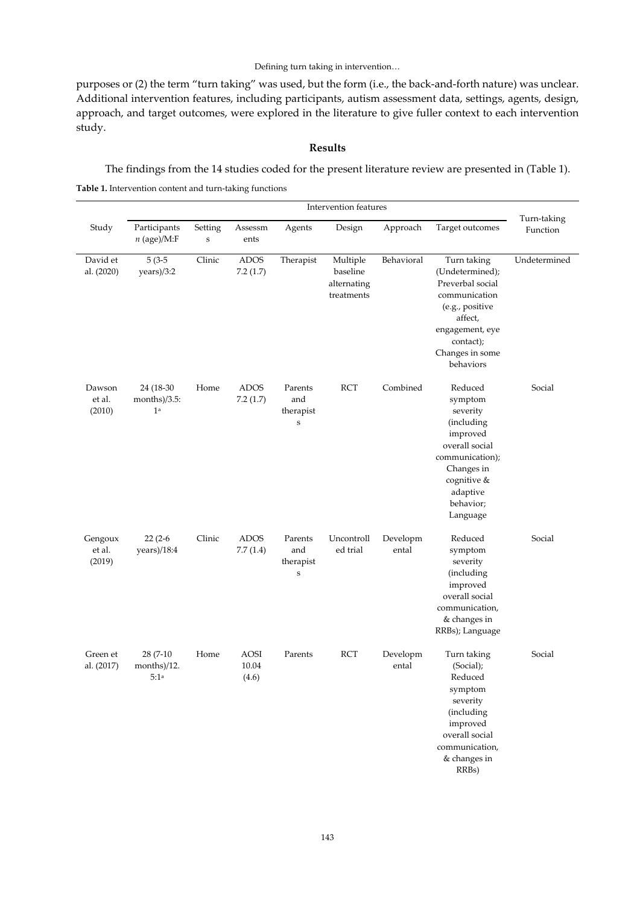purposes or (2) the term "turn taking" was used, but the form (i.e., the back-and-forth nature) was unclear. Additional intervention features, including participants, autism assessment data, settings, agents, design, approach, and target outcomes, were explored in the literature to give fuller context to each intervention study.

## Results

The findings from the 14 studies coded for the present literature review are presented in (Table 1).

**Table 1.** Intervention content and turn-taking functions

| Study | Intervention features | | | | | | | Turn-taking Function |
|---|---|---|---|---|---|---|---|---|
| | Participants *n* (age)/M:F | Settings | Assessments | Agents | Design | Approach | Target outcomes | |
| David et al. (2020) | 5 (3-5 years)/3:2 | Clinic | ADOS 7.2 (1.7) | Therapist | Multiple baseline alternating treatments | Behavioral | Turn taking (Undetermined); Preverbal social communication (e.g., positive affect, engagement, eye contact); Changes in some behaviors | Undetermined |
| Dawson et al. (2010) | 24 (18-30 months)/3.5:1[a] | Home | ADOS 7.2 (1.7) | Parents and therapists | RCT | Combined | Reduced symptom severity (including improved overall social communication); Changes in cognitive & adaptive behavior; Language | Social |
| Gengoux et al. (2019) | 22 (2-6 years)/18:4 | Clinic | ADOS 7.7 (1.4) | Parents and therapists | Uncontrolled trial | Developmental | Reduced symptom severity (including improved overall social communication, & changes in RRBs); Language | Social |
| Green et al. (2017) | 28 (7-10 months)/12.5:1[a] | Home | AOSI 10.04 (4.6) | Parents | RCT | Developmental | Turn taking (Social); Reduced symptom severity (including improved overall social communication, & changes in RRBs) | Social |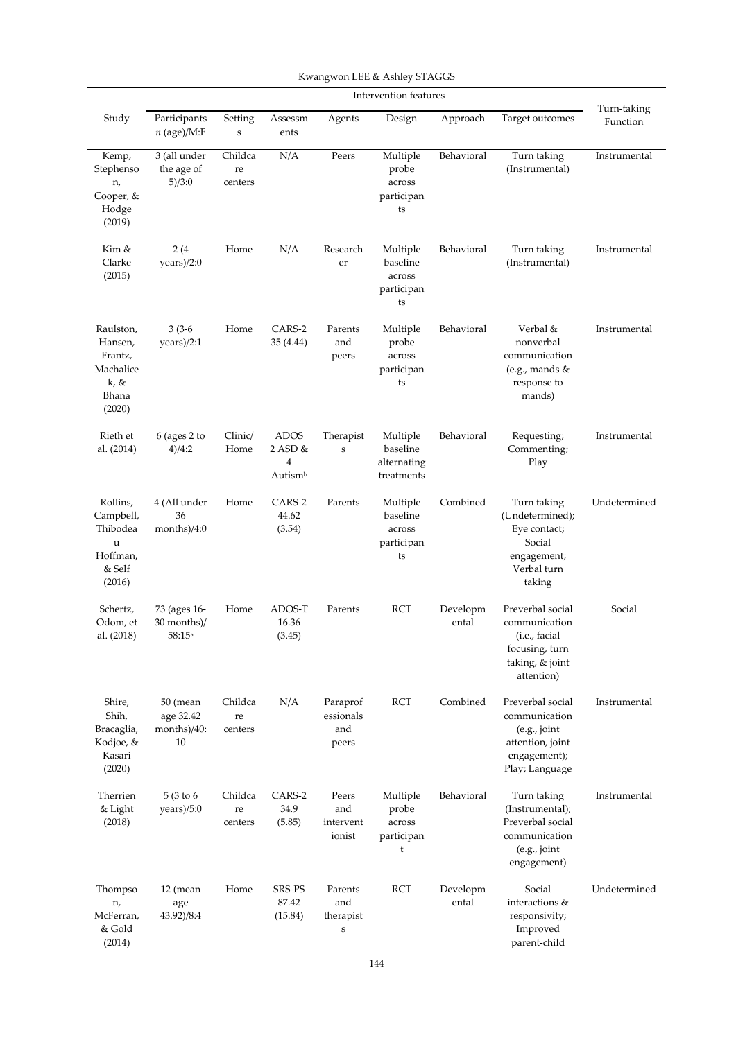| Study | Intervention features | | | | | | | Turn-taking Function |
|---|---|---|---|---|---|---|---|---|
| | Participants *n* (age)/M:F | Settings | Assessments | Agents | Design | Approach | Target outcomes | |
| Kemp, Stephenson, Cooper, & Hodge (2019) | 3 (all under the age of 5)/3:0 | Childcare centers | N/A | Peers | Multiple probe across participants | Behavioral | Turn taking (Instrumental) | Instrumental |
| Kim & Clarke (2015) | 2 (4 years)/2:0 | Home | N/A | Researcher | Multiple baseline across participants | Behavioral | Turn taking (Instrumental) | Instrumental |
| Raulston, Hansen, Frantz, Machalicek, & Bhana (2020) | 3 (3-6 years)/2:1 | Home | CARS-2 35 (4.44) | Parents and peers | Multiple probe across participants | Behavioral | Verbal & nonverbal communication (e.g., mands & response to mands) | Instrumental |
| Rieth et al. (2014) | 6 (ages 2 to 4)/4:2 | Clinic/ Home | ADOS 2 ASD & 4 Autism[b] | Therapists | Multiple baseline alternating treatments | Behavioral | Requesting; Commenting; Play | Instrumental |
| Rollins, Campbell, Thibodeau Hoffman, & Self (2016) | 4 (All under 36 months)/4:0 | Home | CARS-2 44.62 (3.54) | Parents | Multiple baseline across participants | Combined | Turn taking (Undetermined); Eye contact; Social engagement; Verbal turn taking | Undetermined |
| Schertz, Odom, et al. (2018) | 73 (ages 16-30 months)/ 58:15[a] | Home | ADOS-T 16.36 (3.45) | Parents | RCT | Developmental | Preverbal social communication (i.e., facial focusing, turn taking, & joint attention) | Social |
| Shire, Shih, Bracaglia, Kodjoe, & Kasari (2020) | 50 (mean age 32.42 months)/40:10 | Childcare centers | N/A | Paraprofessionals and peers | RCT | Combined | Preverbal social communication (e.g., joint attention, joint engagement); Play; Language | Instrumental |
| Therrien & Light (2018) | 5 (3 to 6 years)/5:0 | Childcare centers | CARS-2 34.9 (5.85) | Peers and interventionist | Multiple probe across participant | Behavioral | Turn taking (Instrumental); Preverbal social communication (e.g., joint engagement) | Instrumental |
| Thompson, McFerran, & Gold (2014) | 12 (mean age 43.92)/8:4 | Home | SRS-PS 87.42 (15.84) | Parents and therapists | RCT | Developmental | Social interactions & responsivity; Improved parent-child | Undetermined |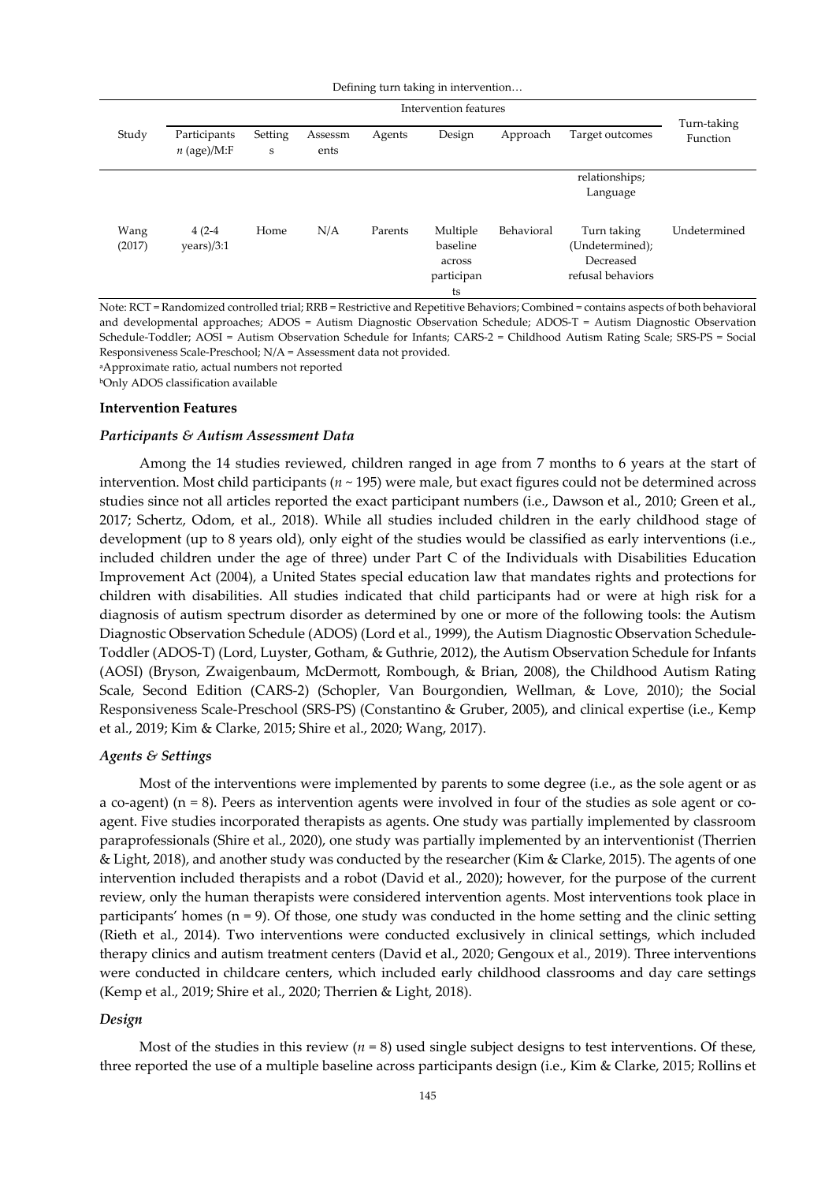Defining turn taking in intervention…

| Study | Intervention features | | | | | | | Turn-taking Function |
|---|---|---|---|---|---|---|---|---|
| | Participants $n$ (age)/M:F | Settings | Assessments | Agents | Design | Approach | Target outcomes | |
| | | | | | | | relationships; Language | |
| Wang (2017) | 4 (2-4 years)/3:1 | Home | N/A | Parents | Multiple baseline across participants | Behavioral | Turn taking (Undetermined); Decreased refusal behaviors | Undetermined |

Note: RCT = Randomized controlled trial; RRB = Restrictive and Repetitive Behaviors; Combined = contains aspects of both behavioral and developmental approaches; ADOS = Autism Diagnostic Observation Schedule; ADOS-T = Autism Diagnostic Observation Schedule-Toddler; AOSI = Autism Observation Schedule for Infants; CARS-2 = Childhood Autism Rating Scale; SRS-PS = Social Responsiveness Scale-Preschool; N/A = Assessment data not provided.

[a]Approximate ratio, actual numbers not reported

[b]Only ADOS classification available

### Intervention Features

#### *Participants & Autism Assessment Data*

Among the 14 studies reviewed, children ranged in age from 7 months to 6 years at the start of intervention. Most child participants ($n$ ~ 195) were male, but exact figures could not be determined across studies since not all articles reported the exact participant numbers (i.e., Dawson et al., 2010; Green et al., 2017; Schertz, Odom, et al., 2018). While all studies included children in the early childhood stage of development (up to 8 years old), only eight of the studies would be classified as early interventions (i.e., included children under the age of three) under Part C of the Individuals with Disabilities Education Improvement Act (2004), a United States special education law that mandates rights and protections for children with disabilities. All studies indicated that child participants had or were at high risk for a diagnosis of autism spectrum disorder as determined by one or more of the following tools: the Autism Diagnostic Observation Schedule (ADOS) (Lord et al., 1999), the Autism Diagnostic Observation Schedule-Toddler (ADOS-T) (Lord, Luyster, Gotham, & Guthrie, 2012), the Autism Observation Schedule for Infants (AOSI) (Bryson, Zwaigenbaum, McDermott, Rombough, & Brian, 2008), the Childhood Autism Rating Scale, Second Edition (CARS-2) (Schopler, Van Bourgondien, Wellman, & Love, 2010); the Social Responsiveness Scale-Preschool (SRS-PS) (Constantino & Gruber, 2005), and clinical expertise (i.e., Kemp et al., 2019; Kim & Clarke, 2015; Shire et al., 2020; Wang, 2017).

#### *Agents & Settings*

Most of the interventions were implemented by parents to some degree (i.e., as the sole agent or as a co-agent) (n = 8). Peers as intervention agents were involved in four of the studies as sole agent or co-agent. Five studies incorporated therapists as agents. One study was partially implemented by classroom paraprofessionals (Shire et al., 2020), one study was partially implemented by an interventionist (Therrien & Light, 2018), and another study was conducted by the researcher (Kim & Clarke, 2015). The agents of one intervention included therapists and a robot (David et al., 2020); however, for the purpose of the current review, only the human therapists were considered intervention agents. Most interventions took place in participants' homes (n = 9). Of those, one study was conducted in the home setting and the clinic setting (Rieth et al., 2014). Two interventions were conducted exclusively in clinical settings, which included therapy clinics and autism treatment centers (David et al., 2020; Gengoux et al., 2019). Three interventions were conducted in childcare centers, which included early childhood classrooms and day care settings (Kemp et al., 2019; Shire et al., 2020; Therrien & Light, 2018).

#### *Design*

Most of the studies in this review ($n$ = 8) used single subject designs to test interventions. Of these, three reported the use of a multiple baseline across participants design (i.e., Kim & Clarke, 2015; Rollins et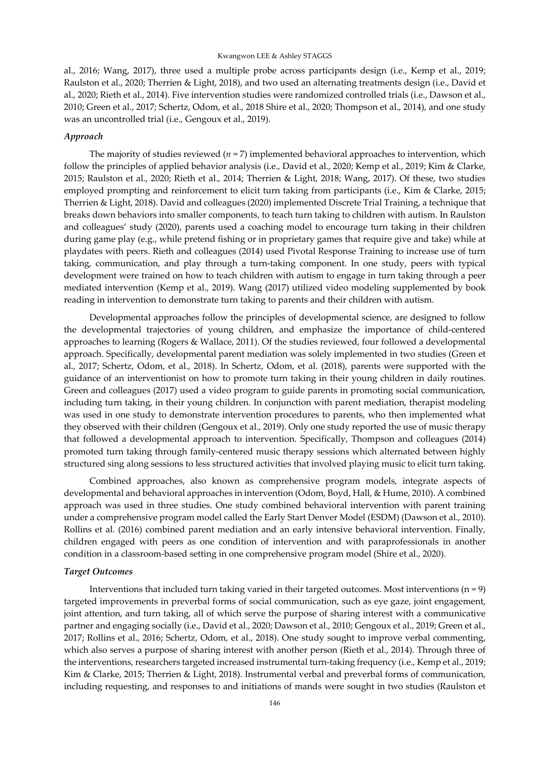al., 2016; Wang, 2017), three used a multiple probe across participants design (i.e., Kemp et al., 2019; Raulston et al., 2020; Therrien & Light, 2018), and two used an alternating treatments design (i.e., David et al., 2020; Rieth et al., 2014). Five intervention studies were randomized controlled trials (i.e., Dawson et al., 2010; Green et al., 2017; Schertz, Odom, et al., 2018 Shire et al., 2020; Thompson et al., 2014), and one study was an uncontrolled trial (i.e., Gengoux et al., 2019).

### *Approach*

The majority of studies reviewed (*n* = 7) implemented behavioral approaches to intervention, which follow the principles of applied behavior analysis (i.e., David et al., 2020; Kemp et al., 2019; Kim & Clarke, 2015; Raulston et al., 2020; Rieth et al., 2014; Therrien & Light, 2018; Wang, 2017). Of these, two studies employed prompting and reinforcement to elicit turn taking from participants (i.e., Kim & Clarke, 2015; Therrien & Light, 2018). David and colleagues (2020) implemented Discrete Trial Training, a technique that breaks down behaviors into smaller components, to teach turn taking to children with autism. In Raulston and colleagues' study (2020), parents used a coaching model to encourage turn taking in their children during game play (e.g., while pretend fishing or in proprietary games that require give and take) while at playdates with peers. Rieth and colleagues (2014) used Pivotal Response Training to increase use of turn taking, communication, and play through a turn-taking component. In one study, peers with typical development were trained on how to teach children with autism to engage in turn taking through a peer mediated intervention (Kemp et al., 2019). Wang (2017) utilized video modeling supplemented by book reading in intervention to demonstrate turn taking to parents and their children with autism.

Developmental approaches follow the principles of developmental science, are designed to follow the developmental trajectories of young children, and emphasize the importance of child-centered approaches to learning (Rogers & Wallace, 2011). Of the studies reviewed, four followed a developmental approach. Specifically, developmental parent mediation was solely implemented in two studies (Green et al., 2017; Schertz, Odom, et al., 2018). In Schertz, Odom, et al. (2018), parents were supported with the guidance of an interventionist on how to promote turn taking in their young children in daily routines. Green and colleagues (2017) used a video program to guide parents in promoting social communication, including turn taking, in their young children. In conjunction with parent mediation, therapist modeling was used in one study to demonstrate intervention procedures to parents, who then implemented what they observed with their children (Gengoux et al., 2019). Only one study reported the use of music therapy that followed a developmental approach to intervention. Specifically, Thompson and colleagues (2014) promoted turn taking through family-centered music therapy sessions which alternated between highly structured sing along sessions to less structured activities that involved playing music to elicit turn taking.

Combined approaches, also known as comprehensive program models, integrate aspects of developmental and behavioral approaches in intervention (Odom, Boyd, Hall, & Hume, 2010). A combined approach was used in three studies. One study combined behavioral intervention with parent training under a comprehensive program model called the Early Start Denver Model (ESDM) (Dawson et al., 2010). Rollins et al. (2016) combined parent mediation and an early intensive behavioral intervention. Finally, children engaged with peers as one condition of intervention and with paraprofessionals in another condition in a classroom-based setting in one comprehensive program model (Shire et al., 2020).

### *Target Outcomes*

Interventions that included turn taking varied in their targeted outcomes. Most interventions (n = 9) targeted improvements in preverbal forms of social communication, such as eye gaze, joint engagement, joint attention, and turn taking, all of which serve the purpose of sharing interest with a communicative partner and engaging socially (i.e., David et al., 2020; Dawson et al., 2010; Gengoux et al., 2019; Green et al., 2017; Rollins et al., 2016; Schertz, Odom, et al., 2018). One study sought to improve verbal commenting, which also serves a purpose of sharing interest with another person (Rieth et al., 2014). Through three of the interventions, researchers targeted increased instrumental turn-taking frequency (i.e., Kemp et al., 2019; Kim & Clarke, 2015; Therrien & Light, 2018). Instrumental verbal and preverbal forms of communication, including requesting, and responses to and initiations of mands were sought in two studies (Raulston et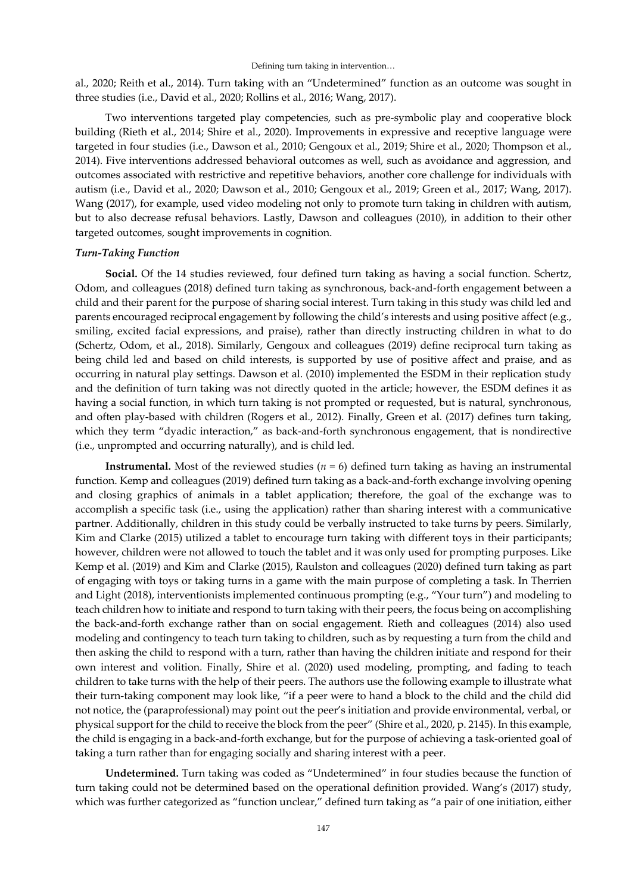al., 2020; Reith et al., 2014). Turn taking with an "Undetermined" function as an outcome was sought in three studies (i.e., David et al., 2020; Rollins et al., 2016; Wang, 2017).

Two interventions targeted play competencies, such as pre-symbolic play and cooperative block building (Rieth et al., 2014; Shire et al., 2020). Improvements in expressive and receptive language were targeted in four studies (i.e., Dawson et al., 2010; Gengoux et al., 2019; Shire et al., 2020; Thompson et al., 2014). Five interventions addressed behavioral outcomes as well, such as avoidance and aggression, and outcomes associated with restrictive and repetitive behaviors, another core challenge for individuals with autism (i.e., David et al., 2020; Dawson et al., 2010; Gengoux et al., 2019; Green et al., 2017; Wang, 2017). Wang (2017), for example, used video modeling not only to promote turn taking in children with autism, but to also decrease refusal behaviors. Lastly, Dawson and colleagues (2010), in addition to their other targeted outcomes, sought improvements in cognition.

### *Turn-Taking Function*

**Social.** Of the 14 studies reviewed, four defined turn taking as having a social function. Schertz, Odom, and colleagues (2018) defined turn taking as synchronous, back-and-forth engagement between a child and their parent for the purpose of sharing social interest. Turn taking in this study was child led and parents encouraged reciprocal engagement by following the child's interests and using positive affect (e.g., smiling, excited facial expressions, and praise), rather than directly instructing children in what to do (Schertz, Odom, et al., 2018). Similarly, Gengoux and colleagues (2019) define reciprocal turn taking as being child led and based on child interests, is supported by use of positive affect and praise, and as occurring in natural play settings. Dawson et al. (2010) implemented the ESDM in their replication study and the definition of turn taking was not directly quoted in the article; however, the ESDM defines it as having a social function, in which turn taking is not prompted or requested, but is natural, synchronous, and often play-based with children (Rogers et al., 2012). Finally, Green et al. (2017) defines turn taking, which they term "dyadic interaction," as back-and-forth synchronous engagement, that is nondirective (i.e., unprompted and occurring naturally), and is child led.

**Instrumental.** Most of the reviewed studies ($n$ = 6) defined turn taking as having an instrumental function. Kemp and colleagues (2019) defined turn taking as a back-and-forth exchange involving opening and closing graphics of animals in a tablet application; therefore, the goal of the exchange was to accomplish a specific task (i.e., using the application) rather than sharing interest with a communicative partner. Additionally, children in this study could be verbally instructed to take turns by peers. Similarly, Kim and Clarke (2015) utilized a tablet to encourage turn taking with different toys in their participants; however, children were not allowed to touch the tablet and it was only used for prompting purposes. Like Kemp et al. (2019) and Kim and Clarke (2015), Raulston and colleagues (2020) defined turn taking as part of engaging with toys or taking turns in a game with the main purpose of completing a task. In Therrien and Light (2018), interventionists implemented continuous prompting (e.g., "Your turn") and modeling to teach children how to initiate and respond to turn taking with their peers, the focus being on accomplishing the back-and-forth exchange rather than on social engagement. Rieth and colleagues (2014) also used modeling and contingency to teach turn taking to children, such as by requesting a turn from the child and then asking the child to respond with a turn, rather than having the children initiate and respond for their own interest and volition. Finally, Shire et al. (2020) used modeling, prompting, and fading to teach children to take turns with the help of their peers. The authors use the following example to illustrate what their turn-taking component may look like, "if a peer were to hand a block to the child and the child did not notice, the (paraprofessional) may point out the peer's initiation and provide environmental, verbal, or physical support for the child to receive the block from the peer" (Shire et al., 2020, p. 2145). In this example, the child is engaging in a back-and-forth exchange, but for the purpose of achieving a task-oriented goal of taking a turn rather than for engaging socially and sharing interest with a peer.

**Undetermined.** Turn taking was coded as "Undetermined" in four studies because the function of turn taking could not be determined based on the operational definition provided. Wang's (2017) study, which was further categorized as "function unclear," defined turn taking as "a pair of one initiation, either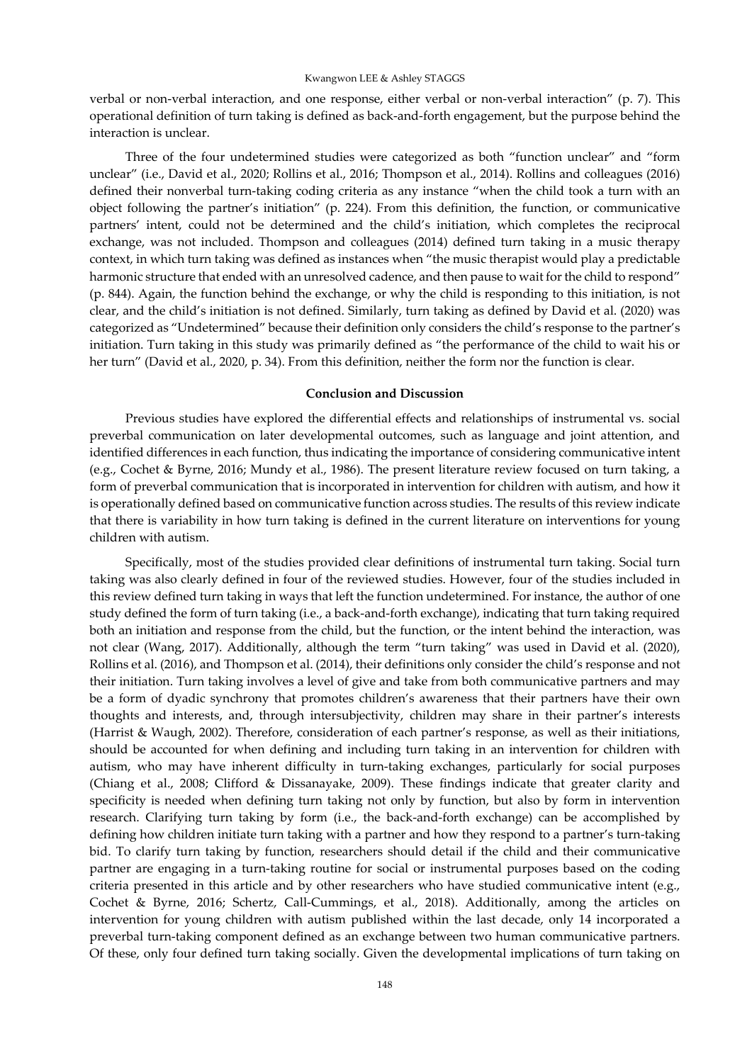verbal or non-verbal interaction, and one response, either verbal or non-verbal interaction" (p. 7). This operational definition of turn taking is defined as back-and-forth engagement, but the purpose behind the interaction is unclear.

Three of the four undetermined studies were categorized as both "function unclear" and "form unclear" (i.e., David et al., 2020; Rollins et al., 2016; Thompson et al., 2014). Rollins and colleagues (2016) defined their nonverbal turn-taking coding criteria as any instance "when the child took a turn with an object following the partner's initiation" (p. 224). From this definition, the function, or communicative partners' intent, could not be determined and the child's initiation, which completes the reciprocal exchange, was not included. Thompson and colleagues (2014) defined turn taking in a music therapy context, in which turn taking was defined as instances when "the music therapist would play a predictable harmonic structure that ended with an unresolved cadence, and then pause to wait for the child to respond" (p. 844). Again, the function behind the exchange, or why the child is responding to this initiation, is not clear, and the child's initiation is not defined. Similarly, turn taking as defined by David et al. (2020) was categorized as "Undetermined" because their definition only considers the child's response to the partner's initiation. Turn taking in this study was primarily defined as "the performance of the child to wait his or her turn" (David et al., 2020, p. 34). From this definition, neither the form nor the function is clear.

## Conclusion and Discussion

Previous studies have explored the differential effects and relationships of instrumental vs. social preverbal communication on later developmental outcomes, such as language and joint attention, and identified differences in each function, thus indicating the importance of considering communicative intent (e.g., Cochet & Byrne, 2016; Mundy et al., 1986). The present literature review focused on turn taking, a form of preverbal communication that is incorporated in intervention for children with autism, and how it is operationally defined based on communicative function across studies. The results of this review indicate that there is variability in how turn taking is defined in the current literature on interventions for young children with autism.

Specifically, most of the studies provided clear definitions of instrumental turn taking. Social turn taking was also clearly defined in four of the reviewed studies. However, four of the studies included in this review defined turn taking in ways that left the function undetermined. For instance, the author of one study defined the form of turn taking (i.e., a back-and-forth exchange), indicating that turn taking required both an initiation and response from the child, but the function, or the intent behind the interaction, was not clear (Wang, 2017). Additionally, although the term "turn taking" was used in David et al. (2020), Rollins et al. (2016), and Thompson et al. (2014), their definitions only consider the child's response and not their initiation. Turn taking involves a level of give and take from both communicative partners and may be a form of dyadic synchrony that promotes children's awareness that their partners have their own thoughts and interests, and, through intersubjectivity, children may share in their partner's interests (Harrist & Waugh, 2002). Therefore, consideration of each partner's response, as well as their initiations, should be accounted for when defining and including turn taking in an intervention for children with autism, who may have inherent difficulty in turn-taking exchanges, particularly for social purposes (Chiang et al., 2008; Clifford & Dissanayake, 2009). These findings indicate that greater clarity and specificity is needed when defining turn taking not only by function, but also by form in intervention research. Clarifying turn taking by form (i.e., the back-and-forth exchange) can be accomplished by defining how children initiate turn taking with a partner and how they respond to a partner's turn-taking bid. To clarify turn taking by function, researchers should detail if the child and their communicative partner are engaging in a turn-taking routine for social or instrumental purposes based on the coding criteria presented in this article and by other researchers who have studied communicative intent (e.g., Cochet & Byrne, 2016; Schertz, Call-Cummings, et al., 2018). Additionally, among the articles on intervention for young children with autism published within the last decade, only 14 incorporated a preverbal turn-taking component defined as an exchange between two human communicative partners. Of these, only four defined turn taking socially. Given the developmental implications of turn taking on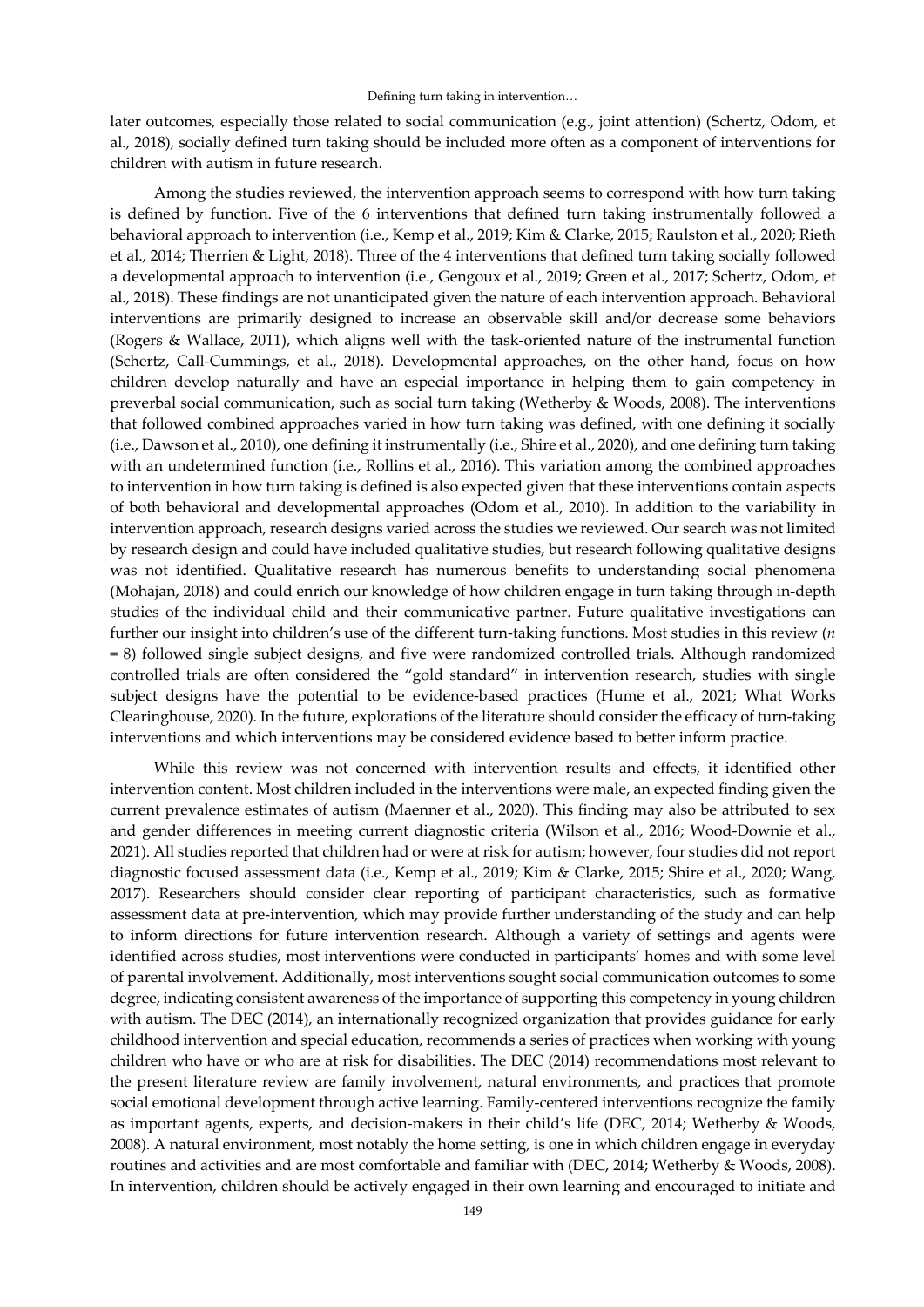later outcomes, especially those related to social communication (e.g., joint attention) (Schertz, Odom, et al., 2018), socially defined turn taking should be included more often as a component of interventions for children with autism in future research.

Among the studies reviewed, the intervention approach seems to correspond with how turn taking is defined by function. Five of the 6 interventions that defined turn taking instrumentally followed a behavioral approach to intervention (i.e., Kemp et al., 2019; Kim & Clarke, 2015; Raulston et al., 2020; Rieth et al., 2014; Therrien & Light, 2018). Three of the 4 interventions that defined turn taking socially followed a developmental approach to intervention (i.e., Gengoux et al., 2019; Green et al., 2017; Schertz, Odom, et al., 2018). These findings are not unanticipated given the nature of each intervention approach. Behavioral interventions are primarily designed to increase an observable skill and/or decrease some behaviors (Rogers & Wallace, 2011), which aligns well with the task-oriented nature of the instrumental function (Schertz, Call-Cummings, et al., 2018). Developmental approaches, on the other hand, focus on how children develop naturally and have an especial importance in helping them to gain competency in preverbal social communication, such as social turn taking (Wetherby & Woods, 2008). The interventions that followed combined approaches varied in how turn taking was defined, with one defining it socially (i.e., Dawson et al., 2010), one defining it instrumentally (i.e., Shire et al., 2020), and one defining turn taking with an undetermined function (i.e., Rollins et al., 2016). This variation among the combined approaches to intervention in how turn taking is defined is also expected given that these interventions contain aspects of both behavioral and developmental approaches (Odom et al., 2010). In addition to the variability in intervention approach, research designs varied across the studies we reviewed. Our search was not limited by research design and could have included qualitative studies, but research following qualitative designs was not identified. Qualitative research has numerous benefits to understanding social phenomena (Mohajan, 2018) and could enrich our knowledge of how children engage in turn taking through in-depth studies of the individual child and their communicative partner. Future qualitative investigations can further our insight into children's use of the different turn-taking functions. Most studies in this review ($n$ = 8) followed single subject designs, and five were randomized controlled trials. Although randomized controlled trials are often considered the "gold standard" in intervention research, studies with single subject designs have the potential to be evidence-based practices (Hume et al., 2021; What Works Clearinghouse, 2020). In the future, explorations of the literature should consider the efficacy of turn-taking interventions and which interventions may be considered evidence based to better inform practice.

While this review was not concerned with intervention results and effects, it identified other intervention content. Most children included in the interventions were male, an expected finding given the current prevalence estimates of autism (Maenner et al., 2020). This finding may also be attributed to sex and gender differences in meeting current diagnostic criteria (Wilson et al., 2016; Wood-Downie et al., 2021). All studies reported that children had or were at risk for autism; however, four studies did not report diagnostic focused assessment data (i.e., Kemp et al., 2019; Kim & Clarke, 2015; Shire et al., 2020; Wang, 2017). Researchers should consider clear reporting of participant characteristics, such as formative assessment data at pre-intervention, which may provide further understanding of the study and can help to inform directions for future intervention research. Although a variety of settings and agents were identified across studies, most interventions were conducted in participants' homes and with some level of parental involvement. Additionally, most interventions sought social communication outcomes to some degree, indicating consistent awareness of the importance of supporting this competency in young children with autism. The DEC (2014), an internationally recognized organization that provides guidance for early childhood intervention and special education, recommends a series of practices when working with young children who have or who are at risk for disabilities. The DEC (2014) recommendations most relevant to the present literature review are family involvement, natural environments, and practices that promote social emotional development through active learning. Family-centered interventions recognize the family as important agents, experts, and decision-makers in their child's life (DEC, 2014; Wetherby & Woods, 2008). A natural environment, most notably the home setting, is one in which children engage in everyday routines and activities and are most comfortable and familiar with (DEC, 2014; Wetherby & Woods, 2008). In intervention, children should be actively engaged in their own learning and encouraged to initiate and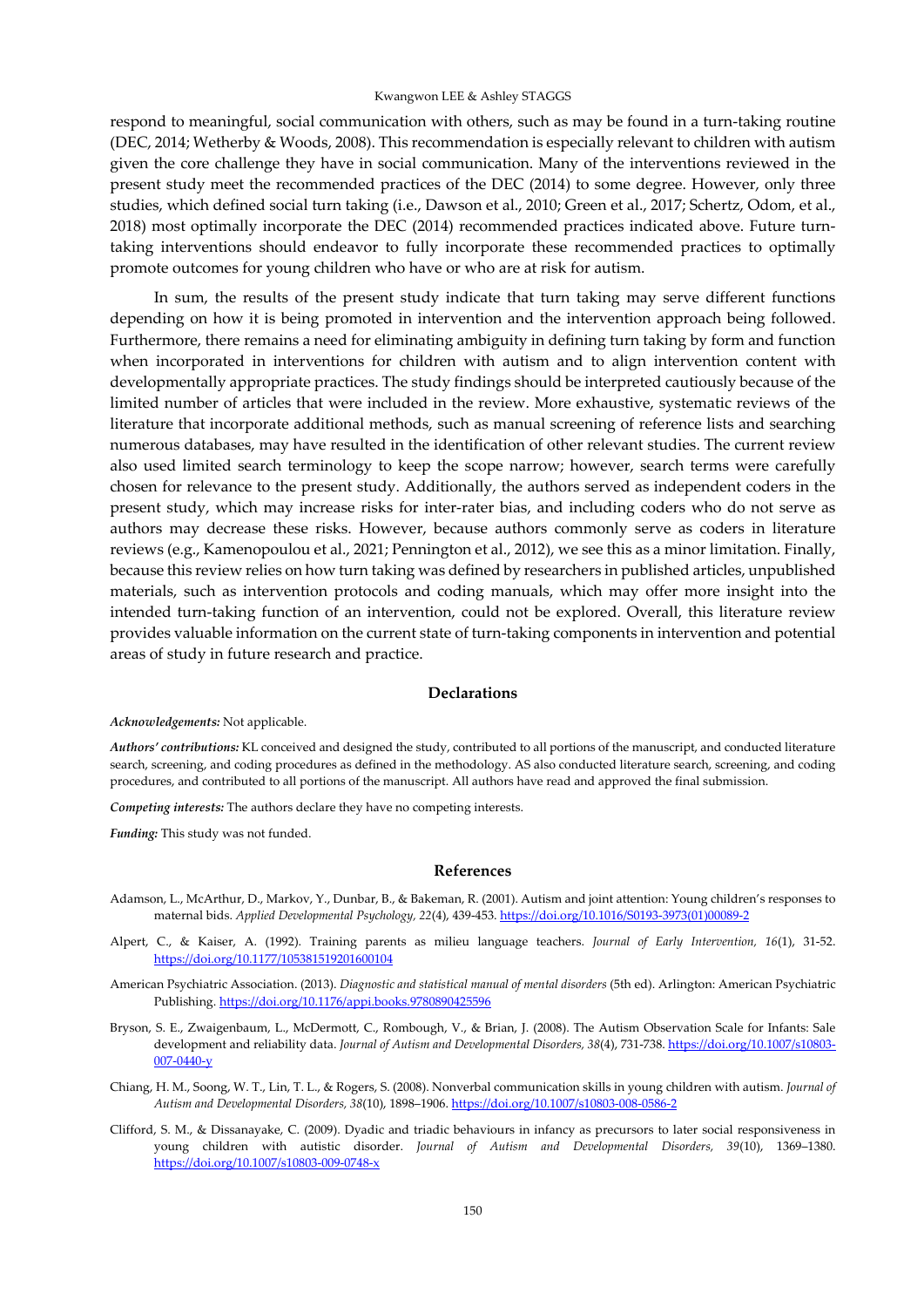respond to meaningful, social communication with others, such as may be found in a turn-taking routine (DEC, 2014; Wetherby & Woods, 2008). This recommendation is especially relevant to children with autism given the core challenge they have in social communication. Many of the interventions reviewed in the present study meet the recommended practices of the DEC (2014) to some degree. However, only three studies, which defined social turn taking (i.e., Dawson et al., 2010; Green et al., 2017; Schertz, Odom, et al., 2018) most optimally incorporate the DEC (2014) recommended practices indicated above. Future turn-taking interventions should endeavor to fully incorporate these recommended practices to optimally promote outcomes for young children who have or who are at risk for autism.

In sum, the results of the present study indicate that turn taking may serve different functions depending on how it is being promoted in intervention and the intervention approach being followed. Furthermore, there remains a need for eliminating ambiguity in defining turn taking by form and function when incorporated in interventions for children with autism and to align intervention content with developmentally appropriate practices. The study findings should be interpreted cautiously because of the limited number of articles that were included in the review. More exhaustive, systematic reviews of the literature that incorporate additional methods, such as manual screening of reference lists and searching numerous databases, may have resulted in the identification of other relevant studies. The current review also used limited search terminology to keep the scope narrow; however, search terms were carefully chosen for relevance to the present study. Additionally, the authors served as independent coders in the present study, which may increase risks for inter-rater bias, and including coders who do not serve as authors may decrease these risks. However, because authors commonly serve as coders in literature reviews (e.g., Kamenopoulou et al., 2021; Pennington et al., 2012), we see this as a minor limitation. Finally, because this review relies on how turn taking was defined by researchers in published articles, unpublished materials, such as intervention protocols and coding manuals, which may offer more insight into the intended turn-taking function of an intervention, could not be explored. Overall, this literature review provides valuable information on the current state of turn-taking components in intervention and potential areas of study in future research and practice.

## Declarations

***Acknowledgements:*** Not applicable.

***Authors' contributions:*** KL conceived and designed the study, contributed to all portions of the manuscript, and conducted literature search, screening, and coding procedures as defined in the methodology. AS also conducted literature search, screening, and coding procedures, and contributed to all portions of the manuscript. All authors have read and approved the final submission.

***Competing interests:*** The authors declare they have no competing interests.

***Funding:*** This study was not funded.

## References

Adamson, L., McArthur, D., Markov, Y., Dunbar, B., & Bakeman, R. (2001). Autism and joint attention: Young children's responses to maternal bids. *Applied Developmental Psychology, 22*(4), 439-453. https://doi.org/10.1016/S0193-3973(01)00089-2

Alpert, C., & Kaiser, A. (1992). Training parents as milieu language teachers. *Journal of Early Intervention, 16*(1), 31-52. https://doi.org/10.1177/105381519201600104

American Psychiatric Association. (2013). *Diagnostic and statistical manual of mental disorders* (5th ed). Arlington: American Psychiatric Publishing. https://doi.org/10.1176/appi.books.9780890425596

Bryson, S. E., Zwaigenbaum, L., McDermott, C., Rombough, V., & Brian, J. (2008). The Autism Observation Scale for Infants: Sale development and reliability data. *Journal of Autism and Developmental Disorders, 38*(4), 731-738. https://doi.org/10.1007/s10803-007-0440-y

Chiang, H. M., Soong, W. T., Lin, T. L., & Rogers, S. (2008). Nonverbal communication skills in young children with autism. *Journal of Autism and Developmental Disorders, 38*(10), 1898–1906. https://doi.org/10.1007/s10803-008-0586-2

Clifford, S. M., & Dissanayake, C. (2009). Dyadic and triadic behaviours in infancy as precursors to later social responsiveness in young children with autistic disorder. *Journal of Autism and Developmental Disorders, 39*(10), 1369–1380. https://doi.org/10.1007/s10803-009-0748-x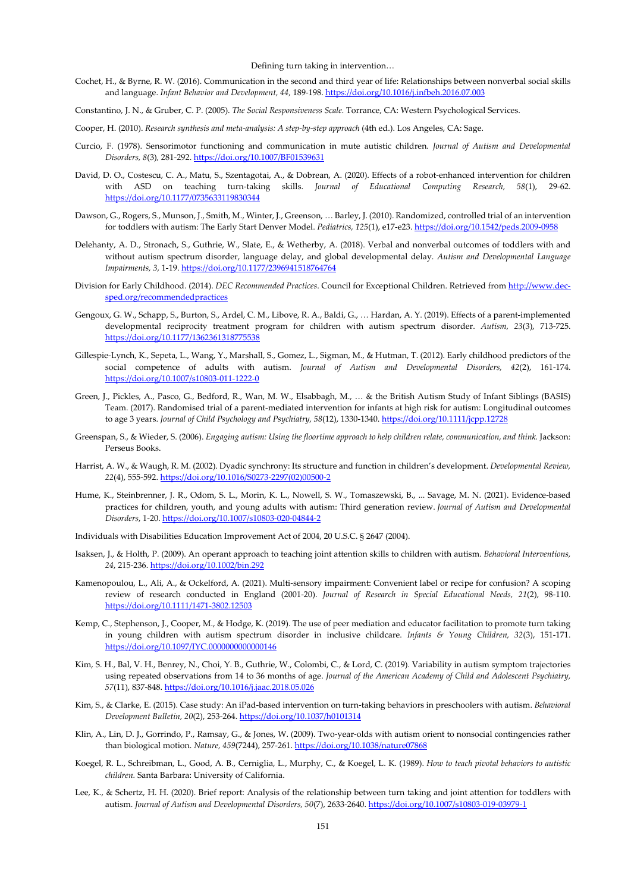Cochet, H., & Byrne, R. W. (2016). Communication in the second and third year of life: Relationships between nonverbal social skills and language. *Infant Behavior and Development, 44*, 189-198. https://doi.org/10.1016/j.infbeh.2016.07.003

Constantino, J. N., & Gruber, C. P. (2005). *The Social Responsiveness Scale.* Torrance, CA: Western Psychological Services.

Cooper, H. (2010). *Research synthesis and meta-analysis: A step-by-step approach* (4th ed.). Los Angeles, CA: Sage.

Curcio, F. (1978). Sensorimotor functioning and communication in mute autistic children. *Journal of Autism and Developmental Disorders, 8*(3), 281-292. https://doi.org/10.1007/BF01539631

David, D. O., Costescu, C. A., Matu, S., Szentagotai, A., & Dobrean, A. (2020). Effects of a robot-enhanced intervention for children with ASD on teaching turn-taking skills. *Journal of Educational Computing Research, 58*(1), 29-62. https://doi.org/10.1177/0735633119830344

Dawson, G., Rogers, S., Munson, J., Smith, M., Winter, J., Greenson, … Barley, J. (2010). Randomized, controlled trial of an intervention for toddlers with autism: The Early Start Denver Model. *Pediatrics, 125*(1), e17-e23. https://doi.org/10.1542/peds.2009-0958

Delehanty, A. D., Stronach, S., Guthrie, W., Slate, E., & Wetherby, A. (2018). Verbal and nonverbal outcomes of toddlers with and without autism spectrum disorder, language delay, and global developmental delay. *Autism and Developmental Language Impairments, 3*, 1-19. https://doi.org/10.1177/2396941518764764

Division for Early Childhood. (2014). *DEC Recommended Practices*. Council for Exceptional Children. Retrieved from http://www.dec-sped.org/recommendedpractices

Gengoux, G. W., Schapp, S., Burton, S., Ardel, C. M., Libove, R. A., Baldi, G., … Hardan, A. Y. (2019). Effects of a parent-implemented developmental reciprocity treatment program for children with autism spectrum disorder. *Autism, 23*(3), 713-725. https://doi.org/10.1177/1362361318775538

Gillespie-Lynch, K., Sepeta, L., Wang, Y., Marshall, S., Gomez, L., Sigman, M., & Hutman, T. (2012). Early childhood predictors of the social competence of adults with autism. *Journal of Autism and Developmental Disorders, 42*(2), 161-174. https://doi.org/10.1007/s10803-011-1222-0

Green, J., Pickles, A., Pasco, G., Bedford, R., Wan, M. W., Elsabbagh, M., … & the British Autism Study of Infant Siblings (BASIS) Team. (2017). Randomised trial of a parent-mediated intervention for infants at high risk for autism: Longitudinal outcomes to age 3 years. *Journal of Child Psychology and Psychiatry, 58*(12), 1330-1340. https://doi.org/10.1111/jcpp.12728

Greenspan, S., & Wieder, S. (2006). *Engaging autism: Using the floortime approach to help children relate, communication, and think.* Jackson: Perseus Books.

Harrist, A. W., & Waugh, R. M. (2002). Dyadic synchrony: Its structure and function in children's development. *Developmental Review, 22*(4), 555-592. https://doi.org/10.1016/S0273-2297(02)00500-2

Hume, K., Steinbrenner, J. R., Odom, S. L., Morin, K. L., Nowell, S. W., Tomaszewski, B., ... Savage, M. N. (2021). Evidence-based practices for children, youth, and young adults with autism: Third generation review. *Journal of Autism and Developmental Disorders*, 1-20. https://doi.org/10.1007/s10803-020-04844-2

Individuals with Disabilities Education Improvement Act of 2004, 20 U.S.C. § 2647 (2004).

Isaksen, J., & Holth, P. (2009). An operant approach to teaching joint attention skills to children with autism. *Behavioral Interventions, 24*, 215-236. https://doi.org/10.1002/bin.292

Kamenopoulou, L., Ali, A., & Ockelford, A. (2021). Multi-sensory impairment: Convenient label or recipe for confusion? A scoping review of research conducted in England (2001-20). *Journal of Research in Special Educational Needs, 21*(2), 98-110. https://doi.org/10.1111/1471-3802.12503

Kemp, C., Stephenson, J., Cooper, M., & Hodge, K. (2019). The use of peer mediation and educator facilitation to promote turn taking in young children with autism spectrum disorder in inclusive childcare. *Infants & Young Children, 32*(3), 151-171. https://doi.org/10.1097/IYC.0000000000000146

Kim, S. H., Bal, V. H., Benrey, N., Choi, Y. B., Guthrie, W., Colombi, C., & Lord, C. (2019). Variability in autism symptom trajectories using repeated observations from 14 to 36 months of age. *Journal of the American Academy of Child and Adolescent Psychiatry, 57*(11), 837-848. https://doi.org/10.1016/j.jaac.2018.05.026

Kim, S., & Clarke, E. (2015). Case study: An iPad-based intervention on turn-taking behaviors in preschoolers with autism. *Behavioral Development Bulletin, 20*(2), 253-264. https://doi.org/10.1037/h0101314

Klin, A., Lin, D. J., Gorrindo, P., Ramsay, G., & Jones, W. (2009). Two-year-olds with autism orient to nonsocial contingencies rather than biological motion. *Nature, 459*(7244), 257-261. https://doi.org/10.1038/nature07868

Koegel, R. L., Schreibman, L., Good, A. B., Cerniglia, L., Murphy, C., & Koegel, L. K. (1989). *How to teach pivotal behaviors to autistic children.* Santa Barbara: University of California.

Lee, K., & Schertz, H. H. (2020). Brief report: Analysis of the relationship between turn taking and joint attention for toddlers with autism. *Journal of Autism and Developmental Disorders, 50*(7), 2633-2640. https://doi.org/10.1007/s10803-019-03979-1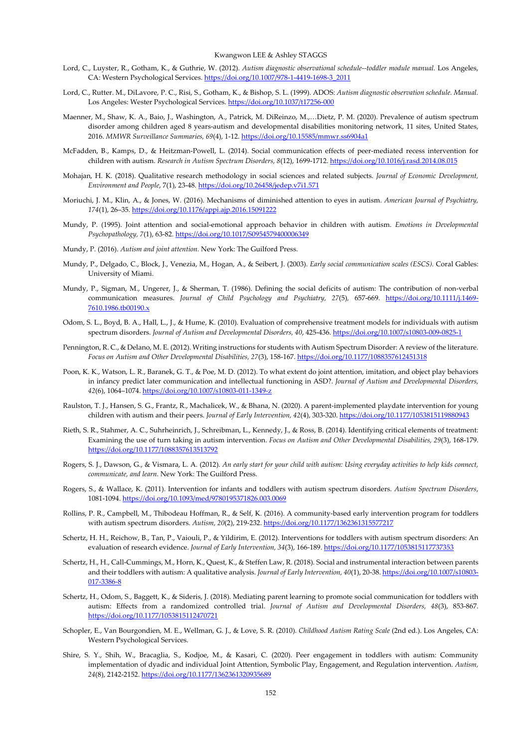Lord, C., Luyster, R., Gotham, K., & Guthrie, W. (2012). *Autism diagnostic observational schedule--toddler module manual.* Los Angeles, CA: Western Psychological Services. https://doi.org/10.1007/978-1-4419-1698-3_2011

Lord, C., Rutter. M., DiLavore, P. C., Risi, S., Gotham, K., & Bishop, S. L. (1999). ADOS: *Autism diagnostic observation schedule. Manual.* Los Angeles: Wester Psychological Services. https://doi.org/10.1037/t17256-000

Maenner, M., Shaw, K. A., Baio, J., Washington, A., Patrick, M. DiReinzo, M.,…Dietz, P. M. (2020). Prevalence of autism spectrum disorder among children aged 8 years-autism and developmental disabilities monitoring network, 11 sites, United States, 2016. *MMWR Surveillance Summaries, 69*(4), 1-12. https://doi.org/10.15585/mmwr.ss6904a1

McFadden, B., Kamps, D., & Heitzman-Powell, L. (2014). Social communication effects of peer-mediated recess intervention for children with autism. *Research in Autism Spectrum Disorders, 8*(12), 1699-1712. https://doi.org/10.1016/j.rasd.2014.08.015

Mohajan, H. K. (2018). Qualitative research methodology in social sciences and related subjects. *Journal of Economic Development, Environment and People*, *7*(1), 23-48. https://doi.org/10.26458/jedep.v7i1.571

Moriuchi, J. M., Klin, A., & Jones, W. (2016). Mechanisms of diminished attention to eyes in autism. *American Journal of Psychiatry, 174*(1), 26–35. https://doi.org/10.1176/appi.ajp.2016.15091222

Mundy, P. (1995). Joint attention and social-emotional approach behavior in children with autism. *Emotions in Developmental Psychopathology*, *7*(1), 63-82. https://doi.org/10.1017/S0954579400006349

Mundy, P. (2016). *Autism and joint attention.* New York: The Guilford Press.

Mundy, P., Delgado, C., Block, J., Venezia, M., Hogan, A., & Seibert, J. (2003). *Early social communication scales (ESCS).* Coral Gables: University of Miami.

Mundy, P., Sigman, M., Ungerer, J., & Sherman, T. (1986). Defining the social deficits of autism: The contribution of non-verbal communication measures. *Journal of Child Psychology and Psychiatry, 27*(5), 657-669. https://doi.org/10.1111/j.1469-7610.1986.tb00190.x

Odom, S. L., Boyd, B. A., Hall, L., J., & Hume, K. (2010). Evaluation of comprehensive treatment models for individuals with autism spectrum disorders. *Journal of Autism and Developmental Disorders, 40*, 425-436. https://doi.org/10.1007/s10803-009-0825-1

Pennington, R. C., & Delano, M. E. (2012). Writing instructions for students with Autism Spectrum Disorder: A review of the literature. *Focus on Autism and Other Developmental Disabilities, 27*(3), 158-167. https://doi.org/10.1177/1088357612451318

Poon, K. K., Watson, L. R., Baranek, G. T., & Poe, M. D. (2012). To what extent do joint attention, imitation, and object play behaviors in infancy predict later communication and intellectual functioning in ASD?. *Journal of Autism and Developmental Disorders, 42*(6), 1064–1074. https://doi.org/10.1007/s10803-011-1349-z

Raulston, T. J., Hansen, S. G., Frantz, R., Machalicek, W., & Bhana, N. (2020). A parent-implemented playdate intervention for young children with autism and their peers. *Journal of Early Intervention, 42*(4), 303-320. https://doi.org/10.1177/1053815119880943

Rieth, S. R., Stahmer, A. C., Suhrheinrich, J., Schreibman, L., Kennedy, J., & Ross, B. (2014). Identifying critical elements of treatment: Examining the use of turn taking in autism intervention. *Focus on Autism and Other Developmental Disabilities, 29*(3), 168-179. https://doi.org/10.1177/1088357613513792

Rogers, S. J., Dawson, G., & Vismara, L. A. (2012). *An early start for your child with autism: Using everyday activities to help kids connect, communicate, and learn.* New York: The Guilford Press.

Rogers, S., & Wallace, K. (2011). Intervention for infants and toddlers with autism spectrum disorders. *Autism Spectrum Disorders*, 1081-1094. https://doi.org/10.1093/med/9780195371826.003.0069

Rollins, P. R., Campbell, M., Thibodeau Hoffman, R., & Self, K. (2016). A community-based early intervention program for toddlers with autism spectrum disorders. *Autism, 20*(2), 219-232. https://doi.org/10.1177/1362361315577217

Schertz, H. H., Reichow, B., Tan, P., Vaiouli, P., & Yildirim, E. (2012). Interventions for toddlers with autism spectrum disorders: An evaluation of research evidence. *Journal of Early Intervention, 34*(3), 166-189. https://doi.org/10.1177/1053815117737353

Schertz, H., H., Call-Cummings, M., Horn, K., Quest, K., & Steffen Law, R. (2018). Social and instrumental interaction between parents and their toddlers with autism: A qualitative analysis. *Journal of Early Intervention, 40*(1), 20-38. https://doi.org/10.1007/s10803-017-3386-8

Schertz, H., Odom, S., Baggett, K., & Sideris, J. (2018). Mediating parent learning to promote social communication for toddlers with autism: Effects from a randomized controlled trial. *Journal of Autism and Developmental Disorders, 48*(3), 853-867. https://doi.org/10.1177/1053815112470721

Schopler, E., Van Bourgondien, M. E., Wellman, G. J., & Love, S. R. (2010). *Childhood Autism Rating Scale* (2nd ed.). Los Angeles, CA: Western Psychological Services.

Shire, S. Y., Shih, W., Bracaglia, S., Kodjoe, M., & Kasari, C. (2020). Peer engagement in toddlers with autism: Community implementation of dyadic and individual Joint Attention, Symbolic Play, Engagement, and Regulation intervention. *Autism, 24*(8), 2142-2152. https://doi.org/10.1177/1362361320935689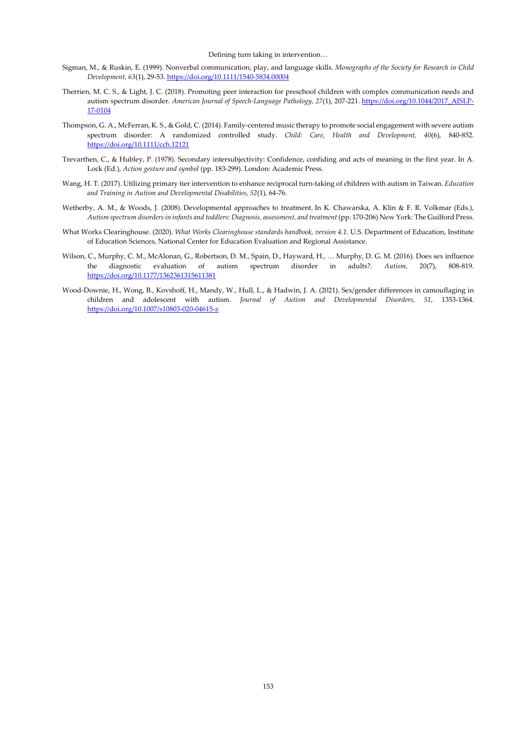Sigman, M., & Ruskin, E. (1999). Nonverbal communication, play, and language skills. *Monographs of the Society for Research in Child Development, 63*(1), 29-53. https://doi.org/10.1111/1540-5834.00004

Therrien, M. C. S., & Light, J. C. (2018). Promoting peer interaction for preschool children with complex communication needs and autism spectrum disorder. *American Journal of Speech-Language Pathology, 27*(1), 207-221. https://doi.org/10.1044/2017_AJSLP-17-0104

Thompson, G. A., McFerran, K. S., & Gold, C. (2014). Family-centered music therapy to promote social engagement with severe autism spectrum disorder: A randomized controlled study. *Child: Care, Health and Development, 40*(6), 840-852. https://doi.org/10.1111/cch.12121

Trevarthen, C., & Hubley, P. (1978). Secondary intersubjectivity: Confidence, confiding and acts of meaning in the first year. In A. Lock (Ed.), *Action gesture and symbol* (pp. 183-299). London: Academic Press.

Wang, H. T. (2017). Utilizing primary tier intervention to enhance reciprocal turn-taking of children with autism in Taiwan. *Education and Training in Autism and Developmental Disabilities, 52*(1), 64-76.

Wetherby, A. M., & Woods, J. (2008). Developmental approaches to treatment. In K. Chawarska, A. Klin & F. R. Volkmar (Eds.), *Autism spectrum disorders in infants and toddlers: Diagnosis, assessment, and treatment* (pp. 170-206) New York: The Guilford Press.

What Works Clearinghouse. (2020). *What Works Clearinghouse standards handbook, version 4.1.* U.S. Department of Education, Institute of Education Sciences, National Center for Education Evaluation and Regional Assistance.

Wilson, C., Murphy, C. M., McAlonan, G., Robertson, D. M., Spain, D., Hayward, H., … Murphy, D. G. M. (2016). Does sex influence the diagnostic evaluation of autism spectrum disorder in adults?. *Autism,* 20(7), 808-819. https://doi.org/10.1177/1362361315611381

Wood-Downie, H., Wong, B., Kovshoff, H., Mandy, W., Hull, L., & Hadwin, J. A. (2021). Sex/gender differences in camouflaging in children and adolescent with autism. *Journal of Autism and Developmental Disorders, 51*, 1353-1364. https://doi.org/10.1007/s10803-020-04615-z